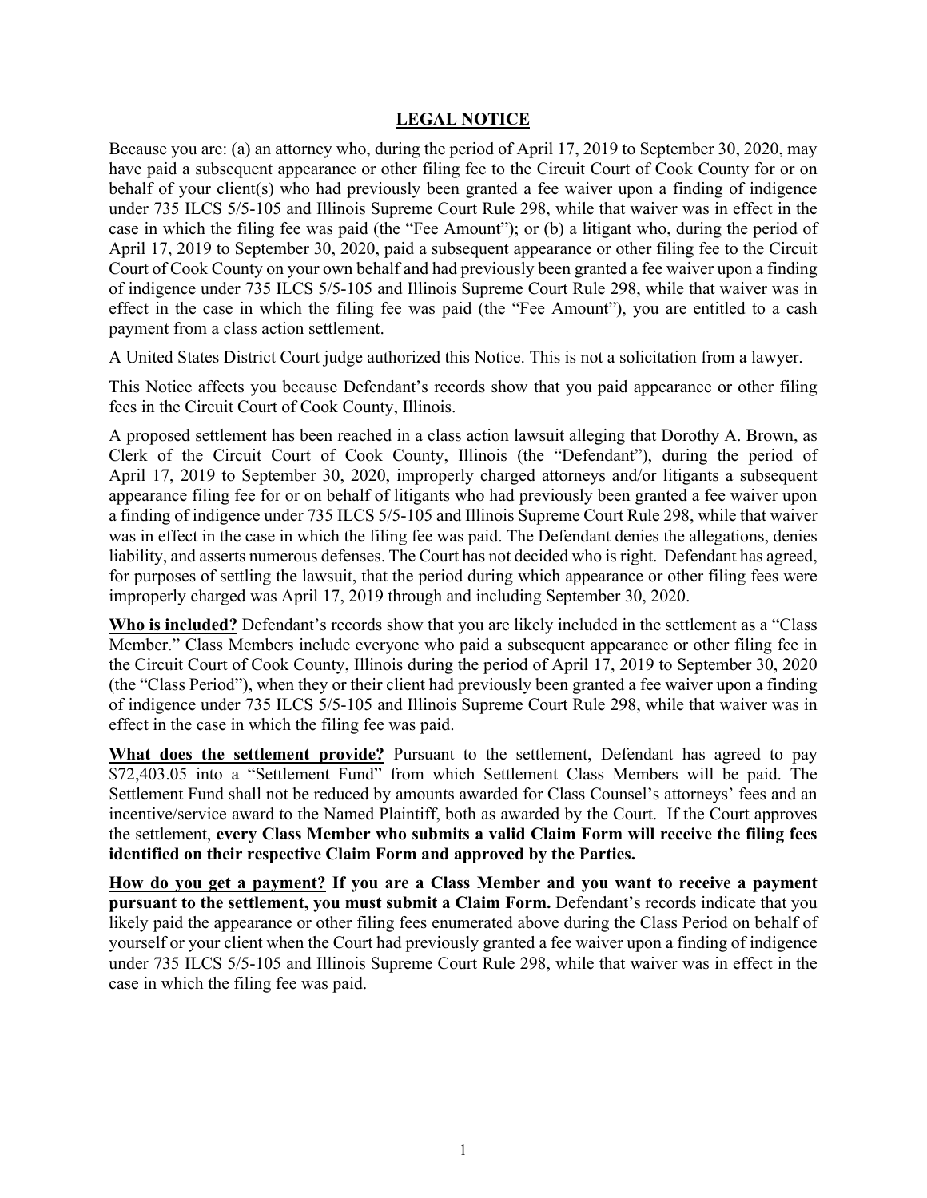# LEGAL NOTICE

Because you are: (a) an attorney who, during the period of April 17, 2019 to September 30, 2020, may have paid a subsequent appearance or other filing fee to the Circuit Court of Cook County for or on behalf of your client(s) who had previously been granted a fee waiver upon a finding of indigence under 735 ILCS 5/5-105 and Illinois Supreme Court Rule 298, while that waiver was in effect in the case in which the filing fee was paid (the "Fee Amount"); or (b) a litigant who, during the period of April 17, 2019 to September 30, 2020, paid a subsequent appearance or other filing fee to the Circuit Court of Cook County on your own behalf and had previously been granted a fee waiver upon a finding of indigence under 735 ILCS 5/5-105 and Illinois Supreme Court Rule 298, while that waiver was in effect in the case in which the filing fee was paid (the "Fee Amount"), you are entitled to a cash payment from a class action settlement.

A United States District Court judge authorized this Notice. This is not a solicitation from a lawyer.

This Notice affects you because Defendant's records show that you paid appearance or other filing fees in the Circuit Court of Cook County, Illinois.

A proposed settlement has been reached in a class action lawsuit alleging that Dorothy A. Brown, as Clerk of the Circuit Court of Cook County, Illinois (the "Defendant"), during the period of April 17, 2019 to September 30, 2020, improperly charged attorneys and/or litigants a subsequent appearance filing fee for or on behalf of litigants who had previously been granted a fee waiver upon a finding of indigence under 735 ILCS 5/5-105 and Illinois Supreme Court Rule 298, while that waiver was in effect in the case in which the filing fee was paid. The Defendant denies the allegations, denies liability, and asserts numerous defenses. The Court has not decided who is right. Defendant has agreed, for purposes of settling the lawsuit, that the period during which appearance or other filing fees were improperly charged was April 17, 2019 through and including September 30, 2020.

**Who is included?** Defendant's records show that you are likely included in the settlement as a "Class Member." Class Members include everyone who paid a subsequent appearance or other filing fee in the Circuit Court of Cook County, Illinois during the period of April 17, 2019 to September 30, 2020 (the "Class Period"), when they or their client had previously been granted a fee waiver upon a finding of indigence under 735 ILCS 5/5-105 and Illinois Supreme Court Rule 298, while that waiver was in effect in the case in which the filing fee was paid.

**What does the settlement provide?** Pursuant to the settlement, Defendant has agreed to pay $72,403.05 into a "Settlement Fund" from which Settlement Class Members will be paid. The Settlement Fund shall not be reduced by amounts awarded for Class Counsel's attorneys' fees and an incentive/service award to the Named Plaintiff, both as awarded by the Court. If the Court approves the settlement, **every Class Member who submits a valid Claim Form will receive the filing fees identified on their respective Claim Form and approved by the Parties.**

**How do you get a payment? If you are a Class Member and you want to receive a payment pursuant to the settlement, you must submit a Claim Form.** Defendant's records indicate that you likely paid the appearance or other filing fees enumerated above during the Class Period on behalf of yourself or your client when the Court had previously granted a fee waiver upon a finding of indigence under 735 ILCS 5/5-105 and Illinois Supreme Court Rule 298, while that waiver was in effect in the case in which the filing fee was paid.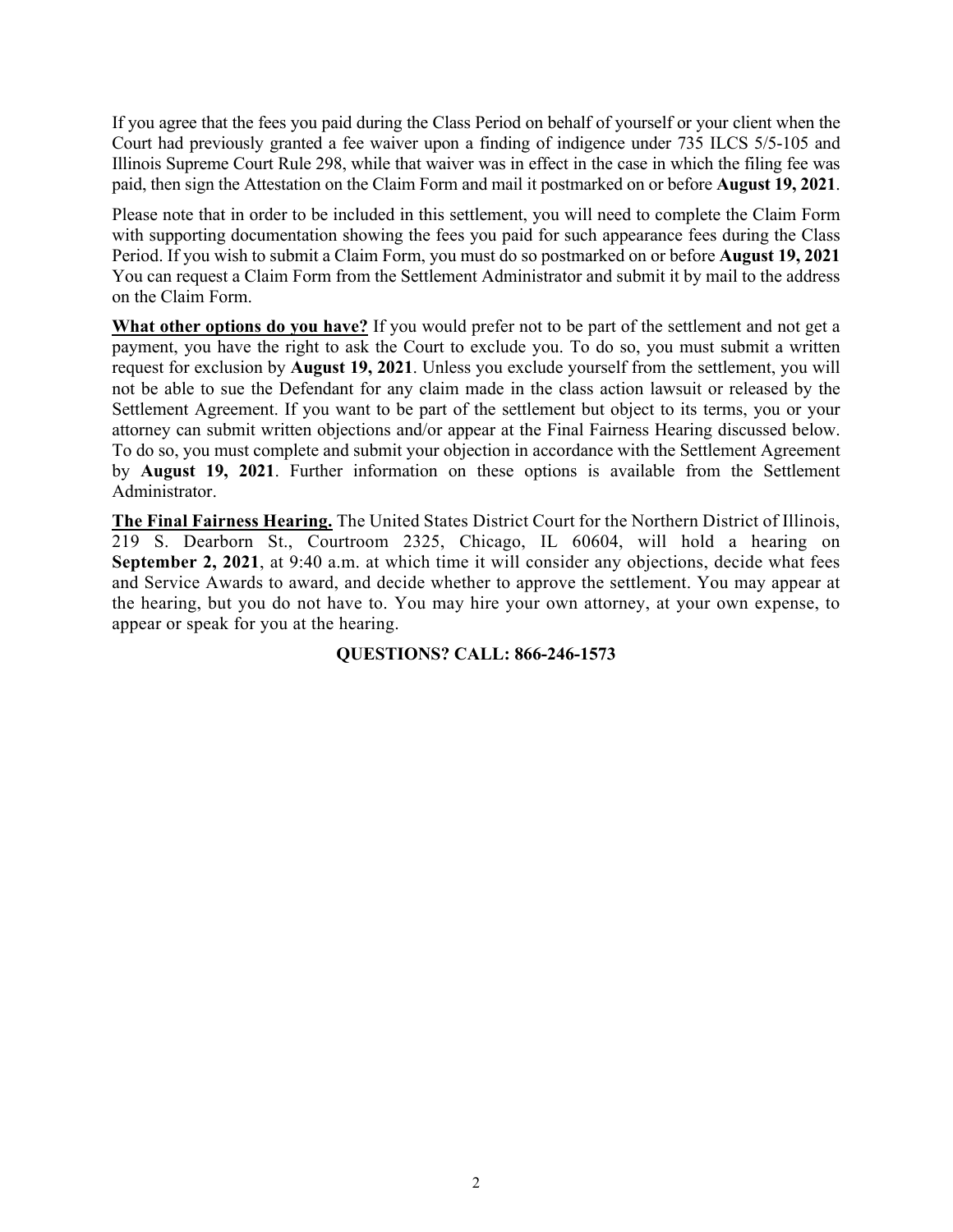If you agree that the fees you paid during the Class Period on behalf of yourself or your client when the Court had previously granted a fee waiver upon a finding of indigence under 735 ILCS 5/5-105 and Illinois Supreme Court Rule 298, while that waiver was in effect in the case in which the filing fee was paid, then sign the Attestation on the Claim Form and mail it postmarked on or before **August 19, 2021**.

Please note that in order to be included in this settlement, you will need to complete the Claim Form with supporting documentation showing the fees you paid for such appearance fees during the Class Period. If you wish to submit a Claim Form, you must do so postmarked on or before **August 19, 2021** You can request a Claim Form from the Settlement Administrator and submit it by mail to the address on the Claim Form.

**<u>What other options do you have?</u>** If you would prefer not to be part of the settlement and not get a payment, you have the right to ask the Court to exclude you. To do so, you must submit a written request for exclusion by **August 19, 2021**. Unless you exclude yourself from the settlement, you will not be able to sue the Defendant for any claim made in the class action lawsuit or released by the Settlement Agreement. If you want to be part of the settlement but object to its terms, you or your attorney can submit written objections and/or appear at the Final Fairness Hearing discussed below. To do so, you must complete and submit your objection in accordance with the Settlement Agreement by **August 19, 2021**. Further information on these options is available from the Settlement Administrator.

**<u>The Final Fairness Hearing.</u>** The United States District Court for the Northern District of Illinois, 219 S. Dearborn St., Courtroom 2325, Chicago, IL 60604, will hold a hearing on **September 2, 2021**, at 9:40 a.m. at which time it will consider any objections, decide what fees and Service Awards to award, and decide whether to approve the settlement. You may appear at the hearing, but you do not have to. You may hire your own attorney, at your own expense, to appear or speak for you at the hearing.

**QUESTIONS? CALL: 866-246-1573**